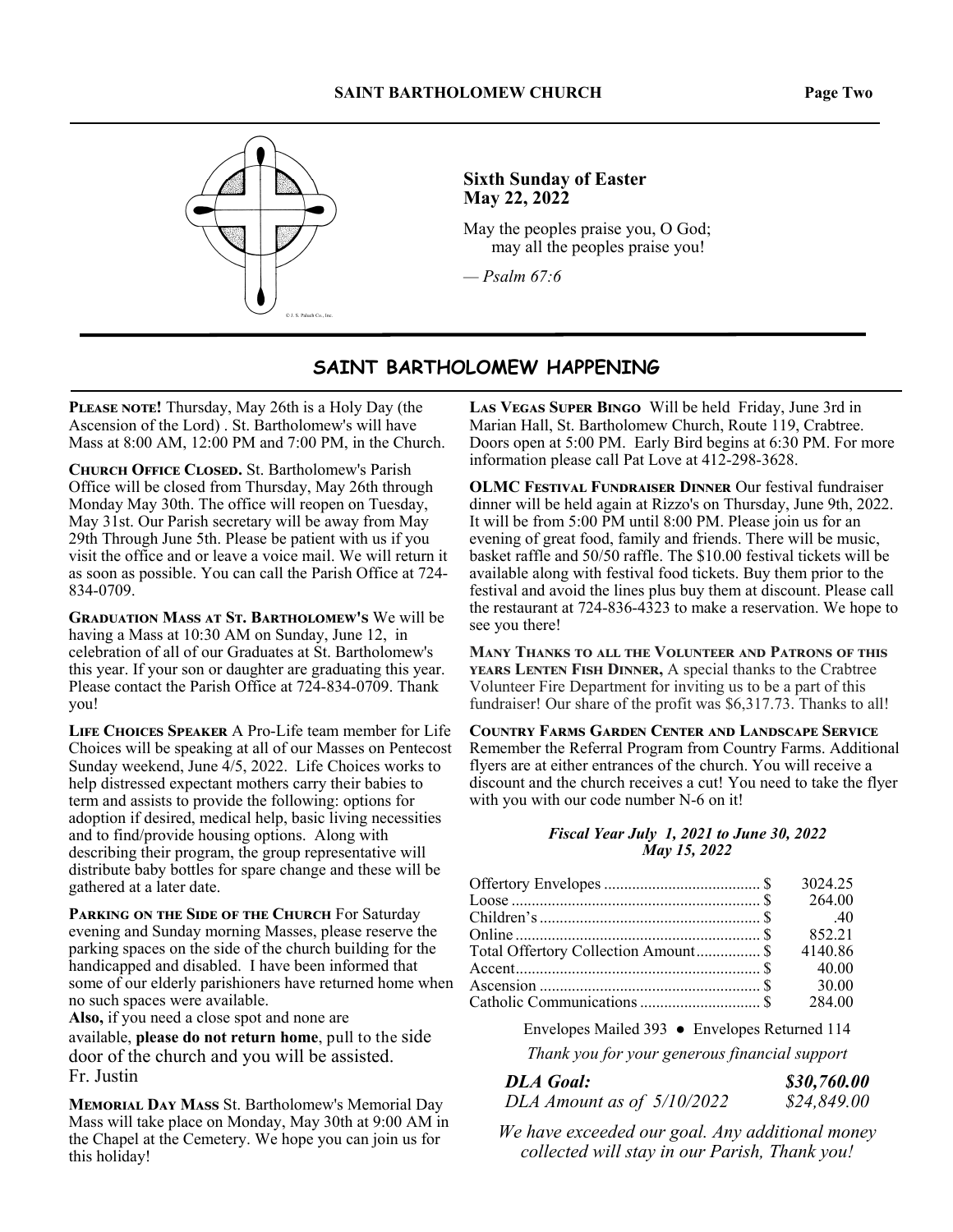**Sixth Sunday of Easter**
**May 22, 2022**

May the peoples praise you, O God;
may all the peoples praise you!

— *Psalm 67:6*

## SAINT BARTHOLOMEW HAPPENING

**Please note!** Thursday, May 26th is a Holy Day (the Ascension of the Lord) . St. Bartholomew's will have Mass at 8:00 AM, 12:00 PM and 7:00 PM, in the Church.

**Church Office Closed.** St. Bartholomew's Parish Office will be closed from Thursday, May 26th through Monday May 30th. The office will reopen on Tuesday, May 31st. Our Parish secretary will be away from May 29th Through June 5th. Please be patient with us if you visit the office and or leave a voice mail. We will return it as soon as possible. You can call the Parish Office at 724-834-0709.

**Graduation Mass at St. Bartholomew's** We will be having a Mass at 10:30 AM on Sunday, June 12, in celebration of all of our Graduates at St. Bartholomew's this year. If your son or daughter are graduating this year. Please contact the Parish Office at 724-834-0709. Thank you!

**Life Choices Speaker** A Pro-Life team member for Life Choices will be speaking at all of our Masses on Pentecost Sunday weekend, June 4/5, 2022. Life Choices works to help distressed expectant mothers carry their babies to term and assists to provide the following: options for adoption if desired, medical help, basic living necessities and to find/provide housing options. Along with describing their program, the group representative will distribute baby bottles for spare change and these will be gathered at a later date.

**Parking on the Side of the Church** For Saturday evening and Sunday morning Masses, please reserve the parking spaces on the side of the church building for the handicapped and disabled. I have been informed that some of our elderly parishioners have returned home when no such spaces were available.
**Also,** if you need a close spot and none are available, **please do not return home**, pull to the side door of the church and you will be assisted.
Fr. Justin

**Memorial Day Mass** St. Bartholomew's Memorial Day Mass will take place on Monday, May 30th at 9:00 AM in the Chapel at the Cemetery. We hope you can join us for this holiday!

**Las Vegas Super Bingo** Will be held Friday, June 3rd in Marian Hall, St. Bartholomew Church, Route 119, Crabtree. Doors open at 5:00 PM. Early Bird begins at 6:30 PM. For more information please call Pat Love at 412-298-3628.

**OLMC Festival Fundraiser Dinner** Our festival fundraiser dinner will be held again at Rizzo's on Thursday, June 9th, 2022. It will be from 5:00 PM until 8:00 PM. Please join us for an evening of great food, family and friends. There will be music, basket raffle and 50/50 raffle. The $10.00 festival tickets will be available along with festival food tickets. Buy them prior to the festival and avoid the lines plus buy them at discount. Please call the restaurant at 724-836-4323 to make a reservation. We hope to see you there!

**Many Thanks to all the Volunteer and Patrons of this years Lenten Fish Dinner,** A special thanks to the Crabtree Volunteer Fire Department for inviting us to be a part of this fundraiser! Our share of the profit was $6,317.73. Thanks to all!

**Country Farms Garden Center and Landscape Service** Remember the Referral Program from Country Farms. Additional flyers are at either entrances of the church. You will receive a discount and the church receives a cut! You need to take the flyer with you with our code number N-6 on it!

***Fiscal Year July 1, 2021 to June 30, 2022***
***May 15, 2022***

| | | |
|---|---|---|
| Offertory Envelopes | $ | 3024.25 |
| Loose | $ | 264.00 |
| Children's | $ | .40 |
| Online | $ | 852.21 |
| Total Offertory Collection Amount | $ | 4140.86 |
| Accent | $ | 40.00 |
| Ascension | $ | 30.00 |
| Catholic Communications | $ | 284.00 |

Envelopes Mailed 393 ● Envelopes Returned 114

*Thank you for your generous financial support*

| | |
|---|---|
| ***DLA Goal:*** | ***$30,760.00*** |
| *DLA Amount as of 5/10/2022* | *$24,849.00* |

*We have exceeded our goal. Any additional money collected will stay in our Parish, Thank you!*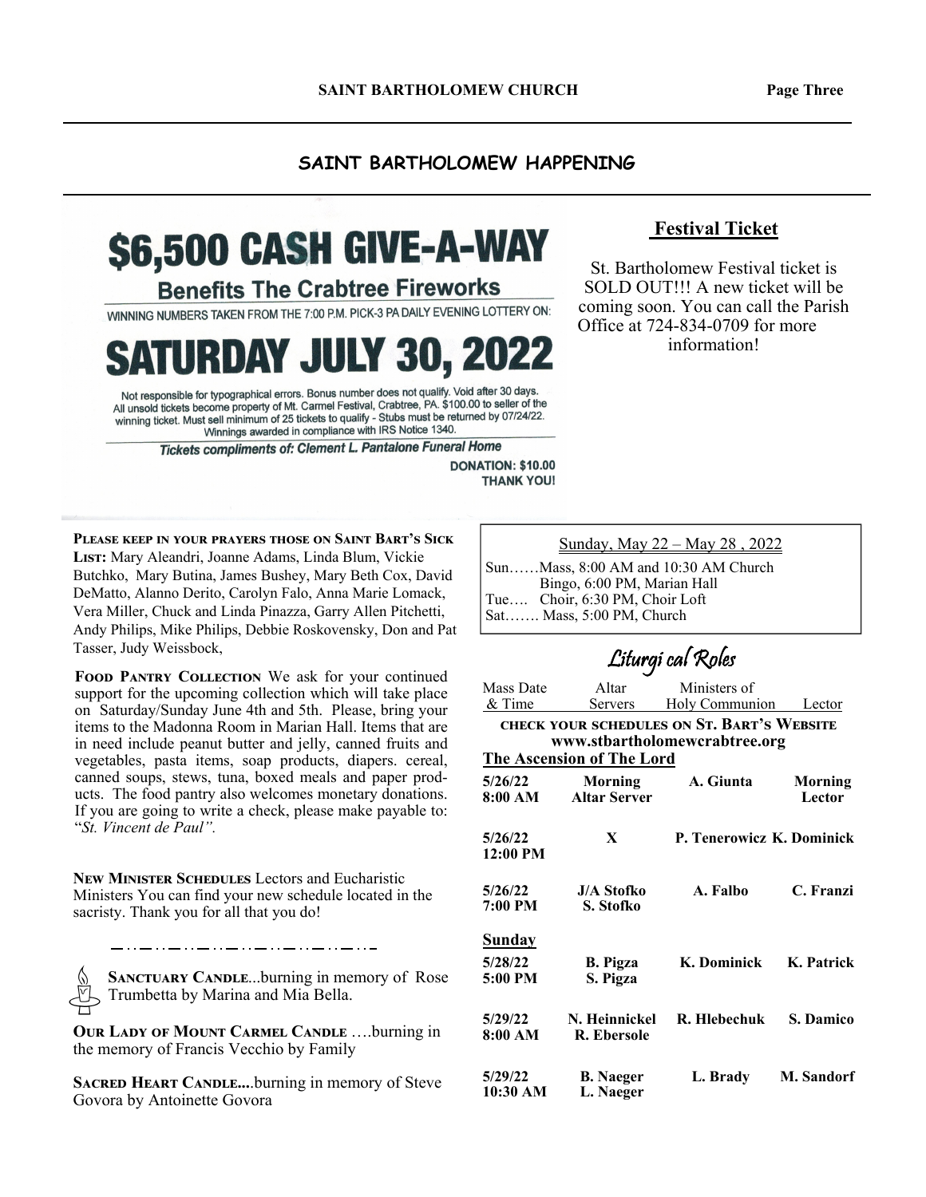## SAINT BARTHOLOMEW HAPPENING

# $6,500 CASH GIVE-A-WAY

**Benefits The Crabtree Fireworks**

WINNING NUMBERS TAKEN FROM THE 7:00 P.M. PICK-3 PA DAILY EVENING LOTTERY ON:

# SATURDAY JULY 30, 2022

Not responsible for typographical errors. Bonus number does not qualify. Void after 30 days. All unsold tickets become property of Mt. Carmel Festival, Crabtree, PA. $100.00 to seller of the winning ticket. Must sell minimum of 25 tickets to qualify - Stubs must be returned by 07/24/22. Winnings awarded in compliance with IRS Notice 1340.

***Tickets compliments of: Clement L. Pantalone Funeral Home***

**DONATION: $10.00**
**THANK YOU!**

## Festival Ticket

St. Bartholomew Festival ticket is SOLD OUT!!! A new ticket will be coming soon. You can call the Parish Office at 724-834-0709 for more information!

**Please keep in your prayers those on Saint Bart's Sick List:** Mary Aleandri, Joanne Adams, Linda Blum, Vickie Butchko, Mary Butina, James Bushey, Mary Beth Cox, David DeMatto, Alanno Derito, Carolyn Falo, Anna Marie Lomack, Vera Miller, Chuck and Linda Pinazza, Garry Allen Pitchetti, Andy Philips, Mike Philips, Debbie Roskovensky, Don and Pat Tasser, Judy Weissbock,

**Food Pantry Collection** We ask for your continued support for the upcoming collection which will take place on Saturday/Sunday June 4th and 5th. Please, bring your items to the Madonna Room in Marian Hall. Items that are in need include peanut butter and jelly, canned fruits and vegetables, pasta items, soap products, diapers. cereal, canned soups, stews, tuna, boxed meals and paper products. The food pantry also welcomes monetary donations. If you are going to write a check, please make payable to: "*St. Vincent de Paul".*

**New Minister Schedules** Lectors and Eucharistic Ministers You can find your new schedule located in the sacristy. Thank you for all that you do!

**Sanctuary Candle**...burning in memory of Rose Trumbetta by Marina and Mia Bella.

**Our Lady of Mount Carmel Candle** ….burning in the memory of Francis Vecchio by Family

**Sacred Heart Candle....**burning in memory of Steve Govora by Antoinette Govora

Sunday, May 22 – May 28 , 2022

Sun……Mass, 8:00 AM and 10:30 AM Church
Bingo, 6:00 PM, Marian Hall
Tue…. Choir, 6:30 PM, Choir Loft
Sat……. Mass, 5:00 PM, Church

## Liturgical Roles

**CHECK YOUR SCHEDULES ON ST. BART'S WEBSITE**
**www.stbartholomewcrabtree.org**

| Mass Date & Time | Altar Servers | Ministers of Holy Communion | Lector |
|---|---|---|---|
| **The Ascension of The Lord** | | | |
| **5/26/22 8:00 AM** | **Morning Altar Server** | **A. Giunta** | **Morning Lector** |
| **5/26/22 12:00 PM** | **X** | **P. Tenerowicz** | **K. Dominick** |
| **5/26/22 7:00 PM** | **J/A Stofko S. Stofko** | **A. Falbo** | **C. Franzi** |
| **Sunday** | | | |
| **5/28/22 5:00 PM** | **B. Pigza S. Pigza** | **K. Dominick** | **K. Patrick** |
| **5/29/22 8:00 AM** | **N. Heinnickel R. Ebersole** | **R. Hlebechuk** | **S. Damico** |
| **5/29/22 10:30 AM** | **B. Naeger L. Naeger** | **L. Brady** | **M. Sandorf** |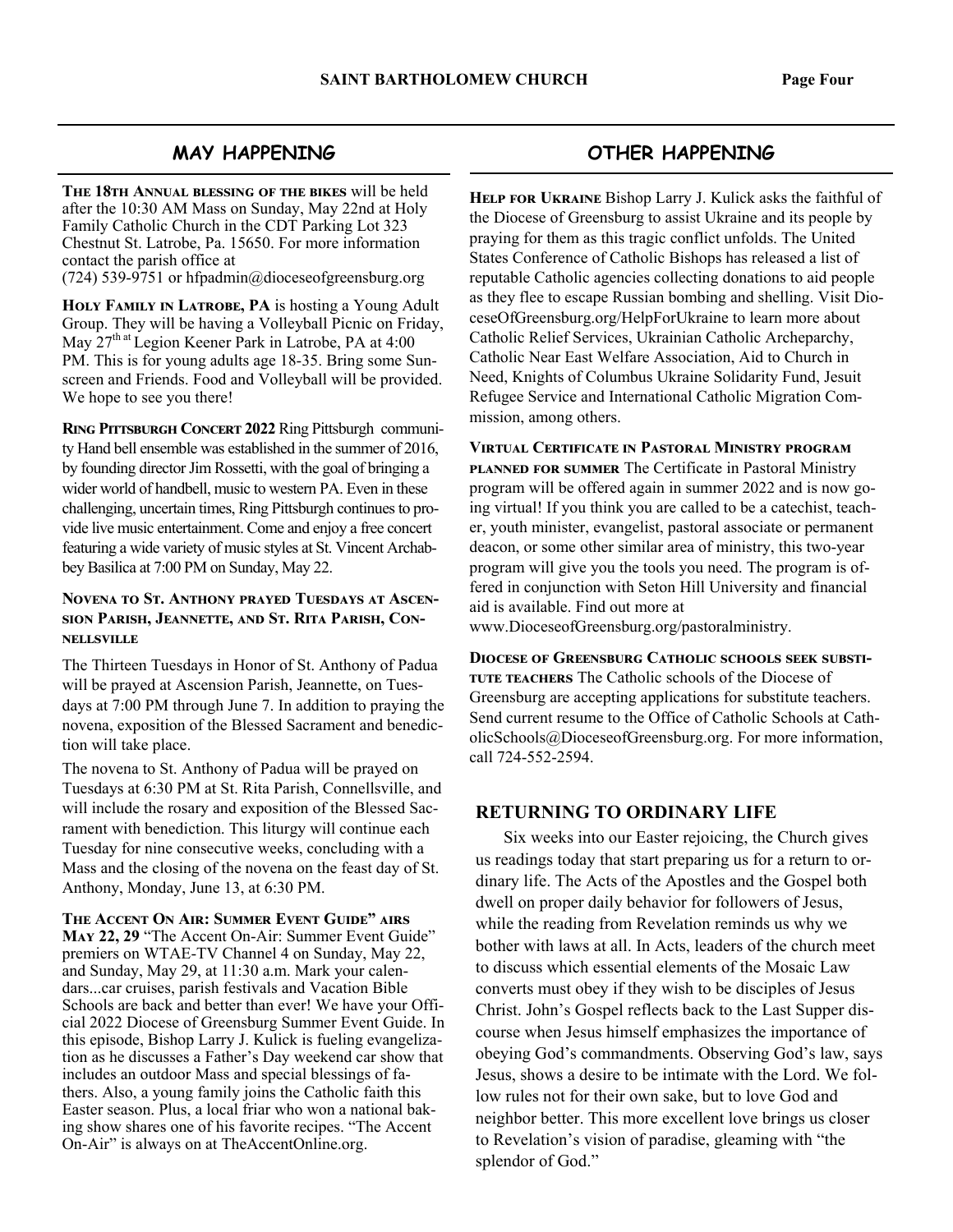## MAY HAPPENING

**The 18th Annual blessing of the bikes** will be held after the 10:30 AM Mass on Sunday, May 22nd at Holy Family Catholic Church in the CDT Parking Lot 323 Chestnut St. Latrobe, Pa. 15650. For more information contact the parish office at (724) 539-9751 or hfpadmin@dioceseofgreensburg.org

**Holy Family in Latrobe, PA** is hosting a Young Adult Group. They will be having a Volleyball Picnic on Friday, May 27th at Legion Keener Park in Latrobe, PA at 4:00 PM. This is for young adults age 18-35. Bring some Sunscreen and Friends. Food and Volleyball will be provided. We hope to see you there!

**Ring Pittsburgh Concert 2022** Ring Pittsburgh community Hand bell ensemble was established in the summer of 2016, by founding director Jim Rossetti, with the goal of bringing a wider world of handbell, music to western PA. Even in these challenging, uncertain times, Ring Pittsburgh continues to provide live music entertainment. Come and enjoy a free concert featuring a wide variety of music styles at St. Vincent Archabbey Basilica at 7:00 PM on Sunday, May 22.

**Novena to St. Anthony prayed Tuesdays at Ascension Parish, Jeannette, and St. Rita Parish, Connellsville**

The Thirteen Tuesdays in Honor of St. Anthony of Padua will be prayed at Ascension Parish, Jeannette, on Tuesdays at 7:00 PM through June 7. In addition to praying the novena, exposition of the Blessed Sacrament and benediction will take place.

The novena to St. Anthony of Padua will be prayed on Tuesdays at 6:30 PM at St. Rita Parish, Connellsville, and will include the rosary and exposition of the Blessed Sacrament with benediction. This liturgy will continue each Tuesday for nine consecutive weeks, concluding with a Mass and the closing of the novena on the feast day of St. Anthony, Monday, June 13, at 6:30 PM.

**The Accent On Air: Summer Event Guide" airs May 22, 29** "The Accent On-Air: Summer Event Guide" premiers on WTAE-TV Channel 4 on Sunday, May 22, and Sunday, May 29, at 11:30 a.m. Mark your calendars...car cruises, parish festivals and Vacation Bible Schools are back and better than ever! We have your Official 2022 Diocese of Greensburg Summer Event Guide. In this episode, Bishop Larry J. Kulick is fueling evangelization as he discusses a Father's Day weekend car show that includes an outdoor Mass and special blessings of fathers. Also, a young family joins the Catholic faith this Easter season. Plus, a local friar who won a national baking show shares one of his favorite recipes. "The Accent On-Air" is always on at TheAccentOnline.org.

## OTHER HAPPENING

**Help for Ukraine** Bishop Larry J. Kulick asks the faithful of the Diocese of Greensburg to assist Ukraine and its people by praying for them as this tragic conflict unfolds. The United States Conference of Catholic Bishops has released a list of reputable Catholic agencies collecting donations to aid people as they flee to escape Russian bombing and shelling. Visit DioceseOfGreensburg.org/HelpForUkraine to learn more about Catholic Relief Services, Ukrainian Catholic Archeparchy, Catholic Near East Welfare Association, Aid to Church in Need, Knights of Columbus Ukraine Solidarity Fund, Jesuit Refugee Service and International Catholic Migration Commission, among others.

**Virtual Certificate in Pastoral Ministry program planned for summer** The Certificate in Pastoral Ministry program will be offered again in summer 2022 and is now going virtual! If you think you are called to be a catechist, teacher, youth minister, evangelist, pastoral associate or permanent deacon, or some other similar area of ministry, this two-year program will give you the tools you need. The program is offered in conjunction with Seton Hill University and financial aid is available. Find out more at www.DioceseofGreensburg.org/pastoralministry.

**Diocese of Greensburg Catholic schools seek substitute teachers** The Catholic schools of the Diocese of Greensburg are accepting applications for substitute teachers. Send current resume to the Office of Catholic Schools at CatholicSchools@DioceseofGreensburg.org. For more information, call 724-552-2594.

## RETURNING TO ORDINARY LIFE

Six weeks into our Easter rejoicing, the Church gives us readings today that start preparing us for a return to ordinary life. The Acts of the Apostles and the Gospel both dwell on proper daily behavior for followers of Jesus, while the reading from Revelation reminds us why we bother with laws at all. In Acts, leaders of the church meet to discuss which essential elements of the Mosaic Law converts must obey if they wish to be disciples of Jesus Christ. John's Gospel reflects back to the Last Supper discourse when Jesus himself emphasizes the importance of obeying God's commandments. Observing God's law, says Jesus, shows a desire to be intimate with the Lord. We follow rules not for their own sake, but to love God and neighbor better. This more excellent love brings us closer to Revelation's vision of paradise, gleaming with "the splendor of God."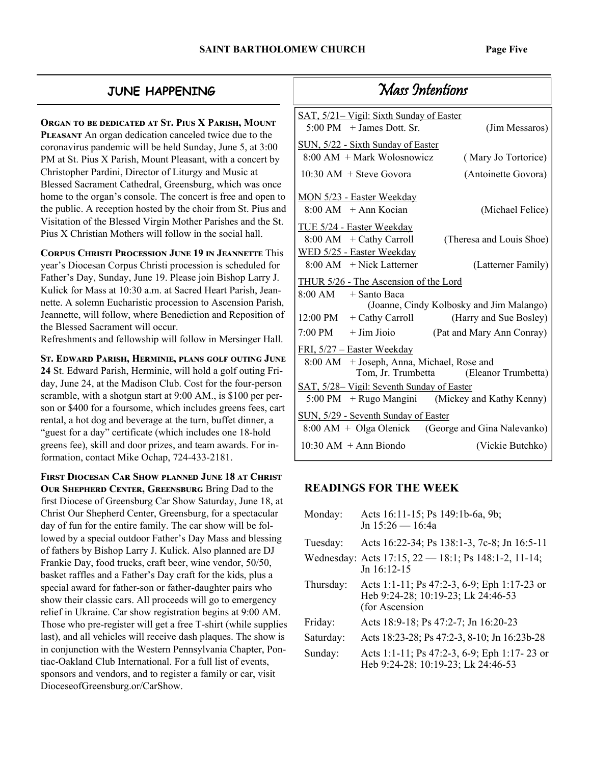## JUNE HAPPENING

**Organ to be dedicated at St. Pius X Parish, Mount Pleasant** An organ dedication canceled twice due to the coronavirus pandemic will be held Sunday, June 5, at 3:00 PM at St. Pius X Parish, Mount Pleasant, with a concert by Christopher Pardini, Director of Liturgy and Music at Blessed Sacrament Cathedral, Greensburg, which was once home to the organ's console. The concert is free and open to the public. A reception hosted by the choir from St. Pius and Visitation of the Blessed Virgin Mother Parishes and the St. Pius X Christian Mothers will follow in the social hall.

**Corpus Christi Procession June 19 in Jeannette** This year's Diocesan Corpus Christi procession is scheduled for Father's Day, Sunday, June 19. Please join Bishop Larry J. Kulick for Mass at 10:30 a.m. at Sacred Heart Parish, Jeannette. A solemn Eucharistic procession to Ascension Parish, Jeannette, will follow, where Benediction and Reposition of the Blessed Sacrament will occur.
Refreshments and fellowship will follow in Mersinger Hall.

**St. Edward Parish, Herminie, plans golf outing June 24** St. Edward Parish, Herminie, will hold a golf outing Friday, June 24, at the Madison Club. Cost for the four-person scramble, with a shotgun start at 9:00 AM., is $100 per person or $400 for a foursome, which includes greens fees, cart rental, a hot dog and beverage at the turn, buffet dinner, a "guest for a day" certificate (which includes one 18-hold greens fee), skill and door prizes, and team awards. For information, contact Mike Ochap, 724-433-2181.

**First Diocesan Car Show planned June 18 at Christ Our Shepherd Center, Greensburg** Bring Dad to the first Diocese of Greensburg Car Show Saturday, June 18, at Christ Our Shepherd Center, Greensburg, for a spectacular day of fun for the entire family. The car show will be followed by a special outdoor Father's Day Mass and blessing of fathers by Bishop Larry J. Kulick. Also planned are DJ Frankie Day, food trucks, craft beer, wine vendor, 50/50, basket raffles and a Father's Day craft for the kids, plus a special award for father-son or father-daughter pairs who show their classic cars. All proceeds will go to emergency relief in Ukraine. Car show registration begins at 9:00 AM. Those who pre-register will get a free T-shirt (while supplies last), and all vehicles will receive dash plaques. The show is in conjunction with the Western Pennsylvania Chapter, Pontiac-Oakland Club International. For a full list of events, sponsors and vendors, and to register a family or car, visit DioceseofGreensburg.or/CarShow.

## *Mass Intentions*

SAT, 5/21– Vigil: Sixth Sunday of Easter
5:00 PM + James Dott. Sr. (Jim Messaros)

SUN, 5/22 - Sixth Sunday of Easter
8:00 AM + Mark Wolosnowicz ( Mary Jo Tortorice)
10:30 AM + Steve Govora (Antoinette Govora)

MON 5/23 - Easter Weekday
8:00 AM + Ann Kocian (Michael Felice)

TUE 5/24 - Easter Weekday
8:00 AM + Cathy Carroll (Theresa and Louis Shoe)

WED 5/25 - Easter Weekday
8:00 AM + Nick Latterner (Latterner Family)

THUR 5/26 - The Ascension of the Lord
8:00 AM + Santo Baca (Joanne, Cindy Kolbosky and Jim Malango)
12:00 PM + Cathy Carroll (Harry and Sue Bosley)
7:00 PM + Jim Jioio (Pat and Mary Ann Conray)

FRI, 5/27 – Easter Weekday
8:00 AM + Joseph, Anna, Michael, Rose and Tom, Jr. Trumbetta (Eleanor Trumbetta)

SAT, 5/28– Vigil: Seventh Sunday of Easter
5:00 PM + Rugo Mangini (Mickey and Kathy Kenny)

SUN, 5/29 - Seventh Sunday of Easter
8:00 AM + Olga Olenick (George and Gina Nalevanko)
10:30 AM + Ann Biondo (Vickie Butchko)

## READINGS FOR THE WEEK

| | |
|---|---|
| Monday: | Acts 16:11-15; Ps 149:1b-6a, 9b; Jn 15:26 — 16:4a |
| Tuesday: | Acts 16:22-34; Ps 138:1-3, 7c-8; Jn 16:5-11 |
| Wednesday: | Acts 17:15, 22 — 18:1; Ps 148:1-2, 11-14; Jn 16:12-15 |
| Thursday: | Acts 1:1-11; Ps 47:2-3, 6-9; Eph 1:17-23 or Heb 9:24-28; 10:19-23; Lk 24:46-53 (for Ascension |
| Friday: | Acts 18:9-18; Ps 47:2-7; Jn 16:20-23 |
| Saturday: | Acts 18:23-28; Ps 47:2-3, 8-10; Jn 16:23b-28 |
| Sunday: | Acts 1:1-11; Ps 47:2-3, 6-9; Eph 1:17- 23 or Heb 9:24-28; 10:19-23; Lk 24:46-53 |